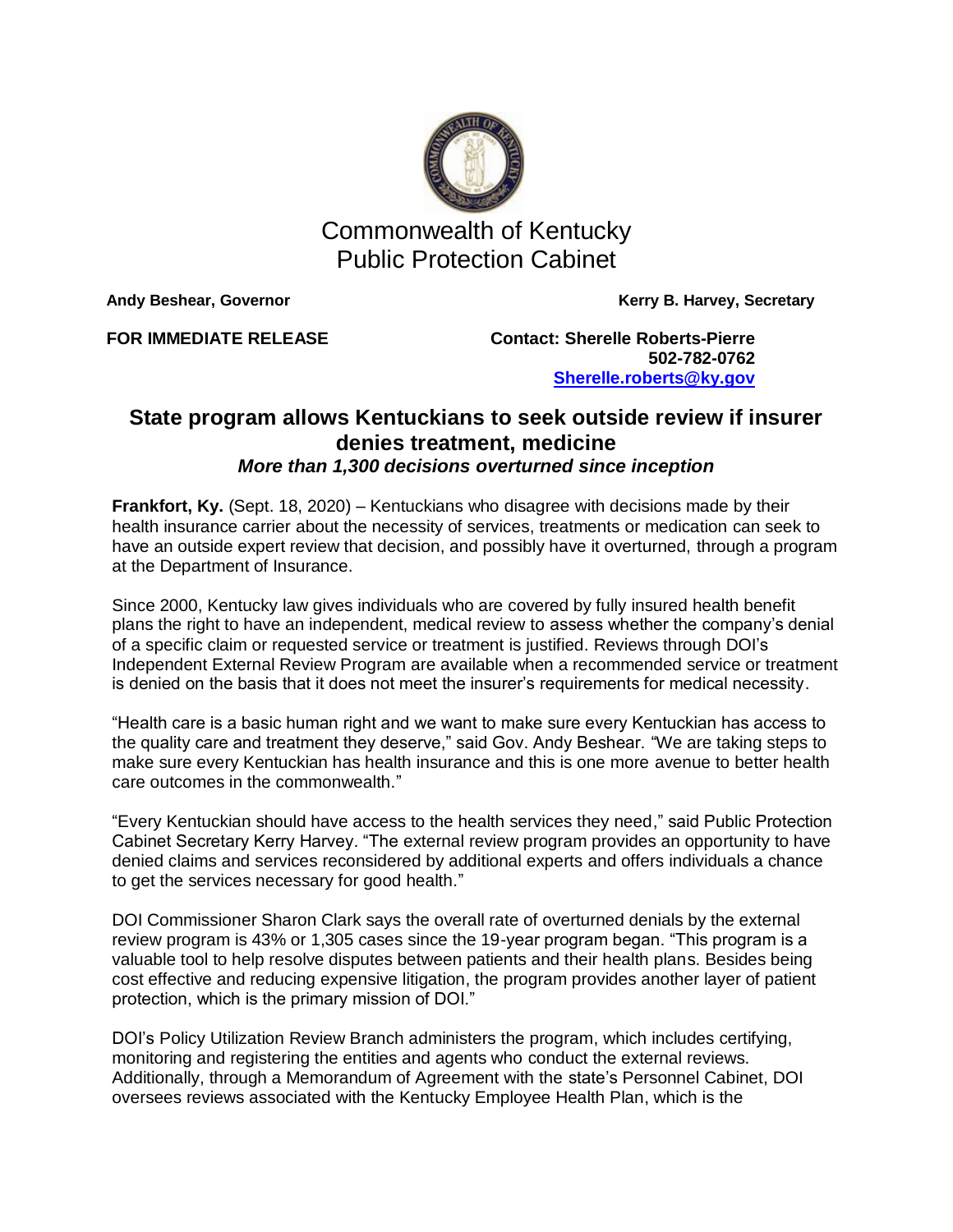# Commonwealth of Kentucky
# Public Protection Cabinet

**Andy Beshear, Governor** **Kerry B. Harvey, Secretary**

**FOR IMMEDIATE RELEASE**

**Contact: Sherelle Roberts-Pierre**
**502-782-0762**
**[Sherelle.roberts@ky.gov](mailto:Sherelle.roberts@ky.gov)**

## State program allows Kentuckians to seek outside review if insurer denies treatment, medicine

### *More than 1,300 decisions overturned since inception*

**Frankfort, Ky.** (Sept. 18, 2020) – Kentuckians who disagree with decisions made by their health insurance carrier about the necessity of services, treatments or medication can seek to have an outside expert review that decision, and possibly have it overturned, through a program at the Department of Insurance.

Since 2000, Kentucky law gives individuals who are covered by fully insured health benefit plans the right to have an independent, medical review to assess whether the company's denial of a specific claim or requested service or treatment is justified. Reviews through DOI's Independent External Review Program are available when a recommended service or treatment is denied on the basis that it does not meet the insurer's requirements for medical necessity.

"Health care is a basic human right and we want to make sure every Kentuckian has access to the quality care and treatment they deserve," said Gov. Andy Beshear. "We are taking steps to make sure every Kentuckian has health insurance and this is one more avenue to better health care outcomes in the commonwealth."

"Every Kentuckian should have access to the health services they need," said Public Protection Cabinet Secretary Kerry Harvey. "The external review program provides an opportunity to have denied claims and services reconsidered by additional experts and offers individuals a chance to get the services necessary for good health."

DOI Commissioner Sharon Clark says the overall rate of overturned denials by the external review program is 43% or 1,305 cases since the 19-year program began. "This program is a valuable tool to help resolve disputes between patients and their health plans. Besides being cost effective and reducing expensive litigation, the program provides another layer of patient protection, which is the primary mission of DOI."

DOI's Policy Utilization Review Branch administers the program, which includes certifying, monitoring and registering the entities and agents who conduct the external reviews. Additionally, through a Memorandum of Agreement with the state's Personnel Cabinet, DOI oversees reviews associated with the Kentucky Employee Health Plan, which is the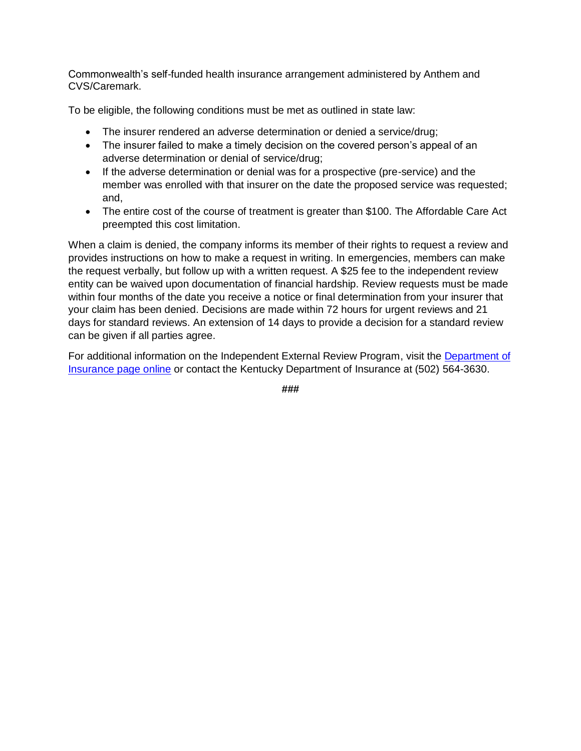Commonwealth's self-funded health insurance arrangement administered by Anthem and CVS/Caremark.

To be eligible, the following conditions must be met as outlined in state law:

- The insurer rendered an adverse determination or denied a service/drug;
- The insurer failed to make a timely decision on the covered person's appeal of an adverse determination or denial of service/drug;
- If the adverse determination or denial was for a prospective (pre-service) and the member was enrolled with that insurer on the date the proposed service was requested; and,
- The entire cost of the course of treatment is greater than $100. The Affordable Care Act preempted this cost limitation.

When a claim is denied, the company informs its member of their rights to request a review and provides instructions on how to make a request in writing. In emergencies, members can make the request verbally, but follow up with a written request. A $25 fee to the independent review entity can be waived upon documentation of financial hardship. Review requests must be made within four months of the date you receive a notice or final determination from your insurer that your claim has been denied. Decisions are made within 72 hours for urgent reviews and 21 days for standard reviews. An extension of 14 days to provide a decision for a standard review can be given if all parties agree.

For additional information on the Independent External Review Program, visit the [Department of Insurance page online] or contact the Kentucky Department of Insurance at (502) 564-3630.

###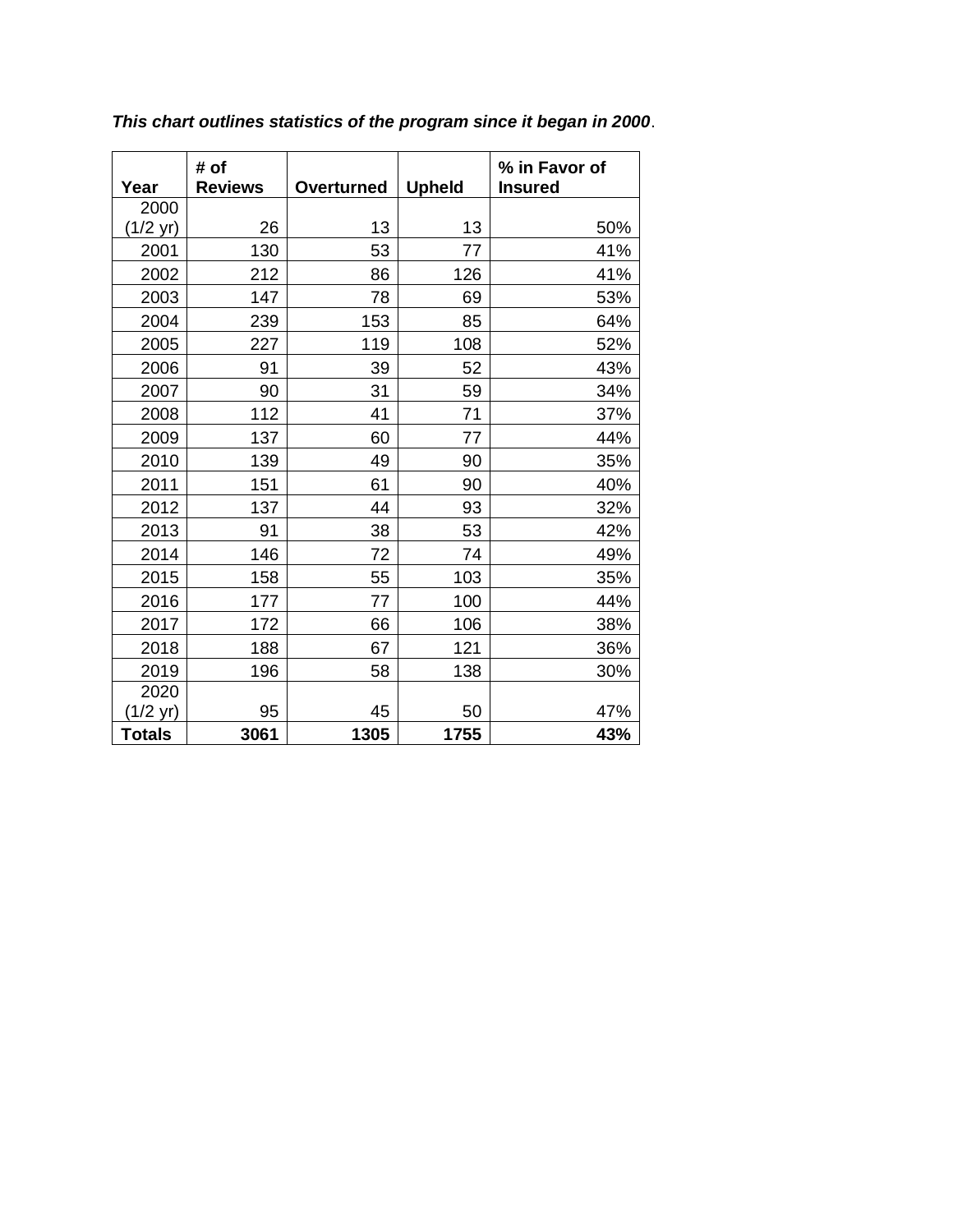***This chart outlines statistics of the program since it began in 2000***.

| Year | # of Reviews | Overturned | Upheld | % in Favor of Insured |
|---|---|---|---|---|
| 2000 (1/2 yr) | 26 | 13 | 13 | 50% |
| 2001 | 130 | 53 | 77 | 41% |
| 2002 | 212 | 86 | 126 | 41% |
| 2003 | 147 | 78 | 69 | 53% |
| 2004 | 239 | 153 | 85 | 64% |
| 2005 | 227 | 119 | 108 | 52% |
| 2006 | 91 | 39 | 52 | 43% |
| 2007 | 90 | 31 | 59 | 34% |
| 2008 | 112 | 41 | 71 | 37% |
| 2009 | 137 | 60 | 77 | 44% |
| 2010 | 139 | 49 | 90 | 35% |
| 2011 | 151 | 61 | 90 | 40% |
| 2012 | 137 | 44 | 93 | 32% |
| 2013 | 91 | 38 | 53 | 42% |
| 2014 | 146 | 72 | 74 | 49% |
| 2015 | 158 | 55 | 103 | 35% |
| 2016 | 177 | 77 | 100 | 44% |
| 2017 | 172 | 66 | 106 | 38% |
| 2018 | 188 | 67 | 121 | 36% |
| 2019 | 196 | 58 | 138 | 30% |
| 2020 (1/2 yr) | 95 | 45 | 50 | 47% |
| **Totals** | **3061** | **1305** | **1755** | **43%** |